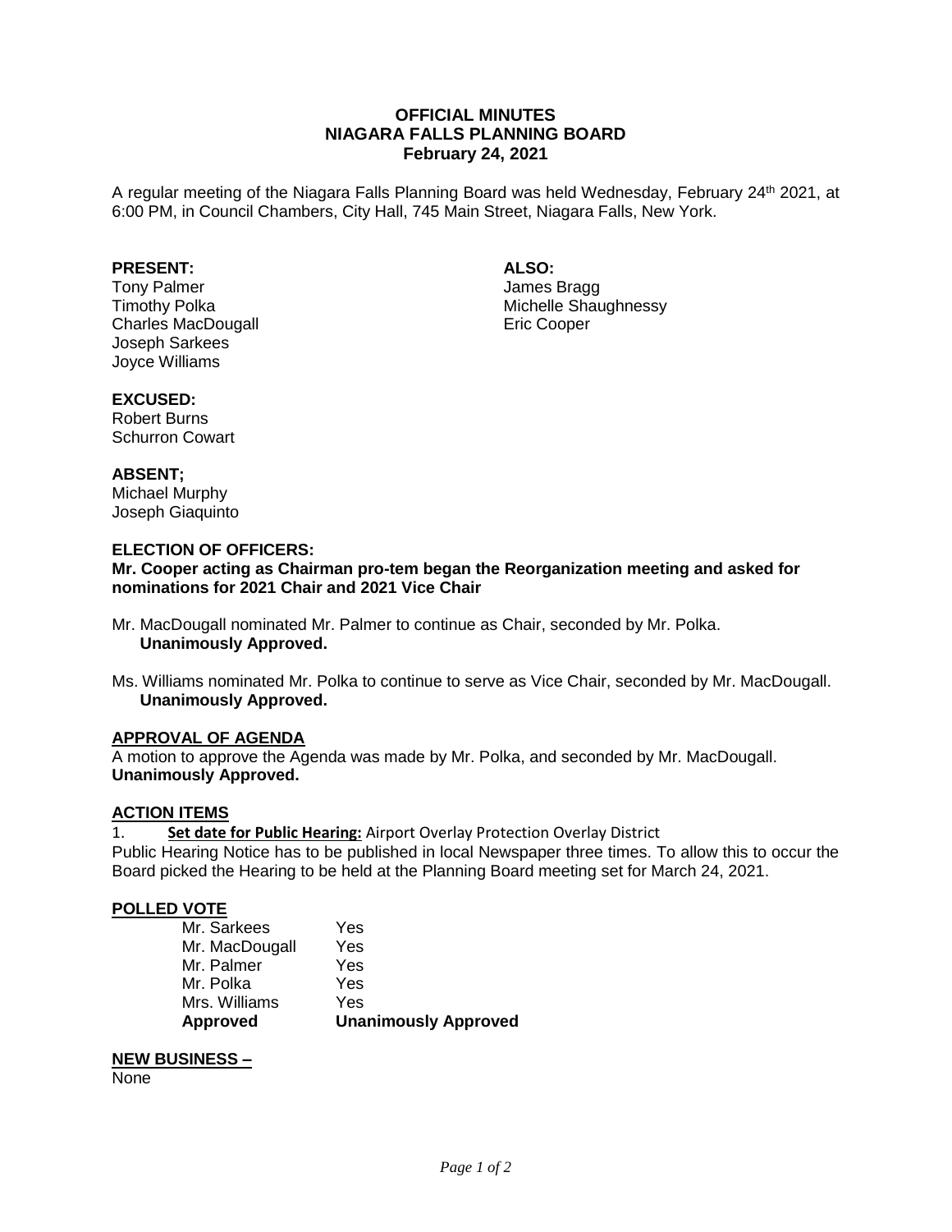# OFFICIAL MINUTES
# NIAGARA FALLS PLANNING BOARD
## February 24, 2021

A regular meeting of the Niagara Falls Planning Board was held Wednesday, February 24th 2021, at 6:00 PM, in Council Chambers, City Hall, 745 Main Street, Niagara Falls, New York.

**PRESENT:**
Tony Palmer
Timothy Polka
Charles MacDougall
Joseph Sarkees
Joyce Williams

**ALSO:**
James Bragg
Michelle Shaughnessy
Eric Cooper

**EXCUSED:**
Robert Burns
Schurron Cowart

**ABSENT;**
Michael Murphy
Joseph Giaquinto

**ELECTION OF OFFICERS:**
**Mr. Cooper acting as Chairman pro-tem began the Reorganization meeting and asked for nominations for 2021 Chair and 2021 Vice Chair**

Mr. MacDougall nominated Mr. Palmer to continue as Chair, seconded by Mr. Polka.
**Unanimously Approved.**

Ms. Williams nominated Mr. Polka to continue to serve as Vice Chair, seconded by Mr. MacDougall.
**Unanimously Approved.**

**APPROVAL OF AGENDA**
A motion to approve the Agenda was made by Mr. Polka, and seconded by Mr. MacDougall.
**Unanimously Approved.**

**ACTION ITEMS**
1. **Set date for Public Hearing:** Airport Overlay Protection Overlay District
Public Hearing Notice has to be published in local Newspaper three times. To allow this to occur the Board picked the Hearing to be held at the Planning Board meeting set for March 24, 2021.

**POLLED VOTE**

| | |
|---|---|
| Mr. Sarkees | Yes |
| Mr. MacDougall | Yes |
| Mr. Palmer | Yes |
| Mr. Polka | Yes |
| Mrs. Williams | Yes |
| **Approved** | **Unanimously Approved** |

**NEW BUSINESS –**
None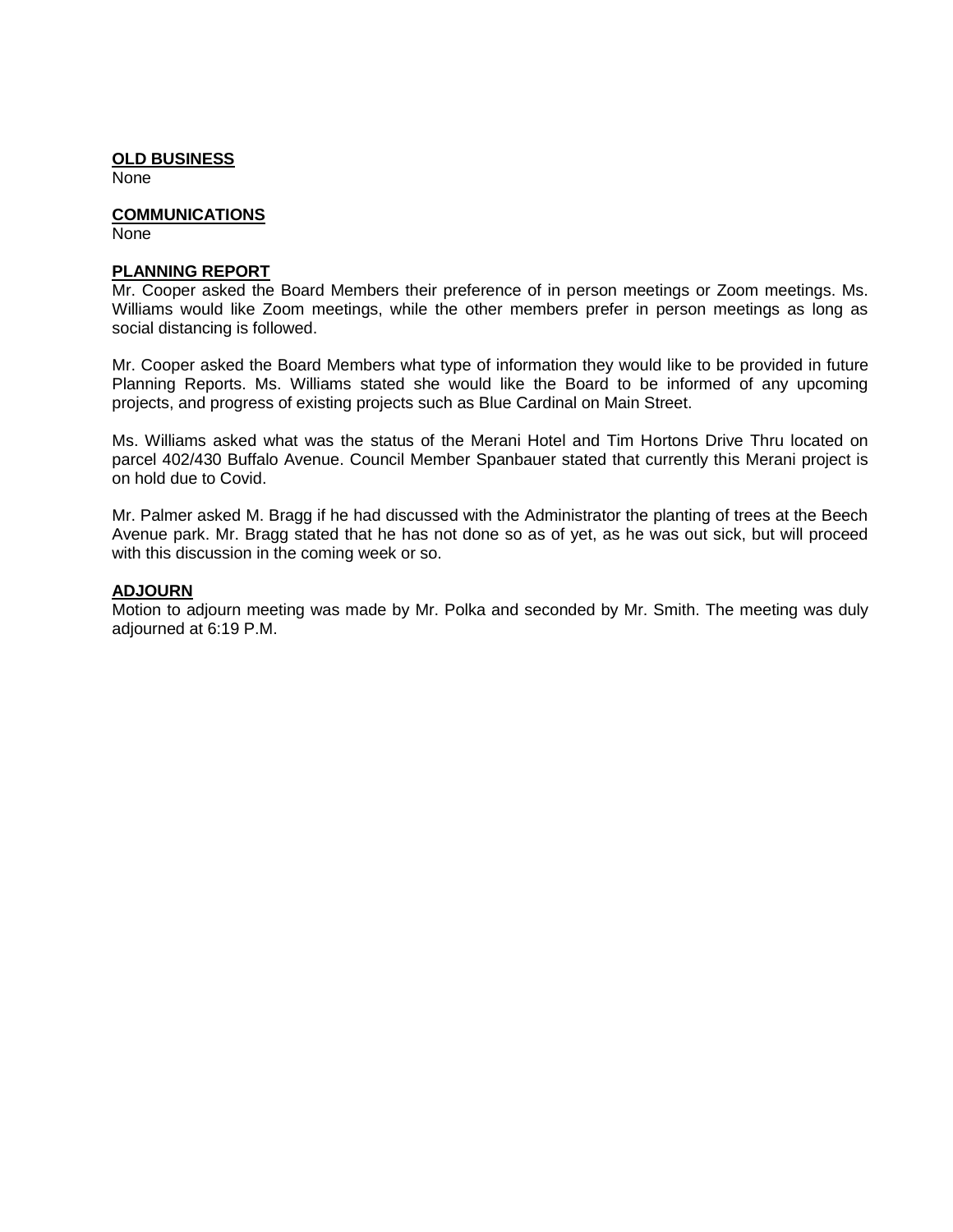**OLD BUSINESS**
None

**COMMUNICATIONS**
None

**PLANNING REPORT**
Mr. Cooper asked the Board Members their preference of in person meetings or Zoom meetings. Ms. Williams would like Zoom meetings, while the other members prefer in person meetings as long as social distancing is followed.

Mr. Cooper asked the Board Members what type of information they would like to be provided in future Planning Reports. Ms. Williams stated she would like the Board to be informed of any upcoming projects, and progress of existing projects such as Blue Cardinal on Main Street.

Ms. Williams asked what was the status of the Merani Hotel and Tim Hortons Drive Thru located on parcel 402/430 Buffalo Avenue. Council Member Spanbauer stated that currently this Merani project is on hold due to Covid.

Mr. Palmer asked M. Bragg if he had discussed with the Administrator the planting of trees at the Beech Avenue park. Mr. Bragg stated that he has not done so as of yet, as he was out sick, but will proceed with this discussion in the coming week or so.

**ADJOURN**
Motion to adjourn meeting was made by Mr. Polka and seconded by Mr. Smith. The meeting was duly adjourned at 6:19 P.M.